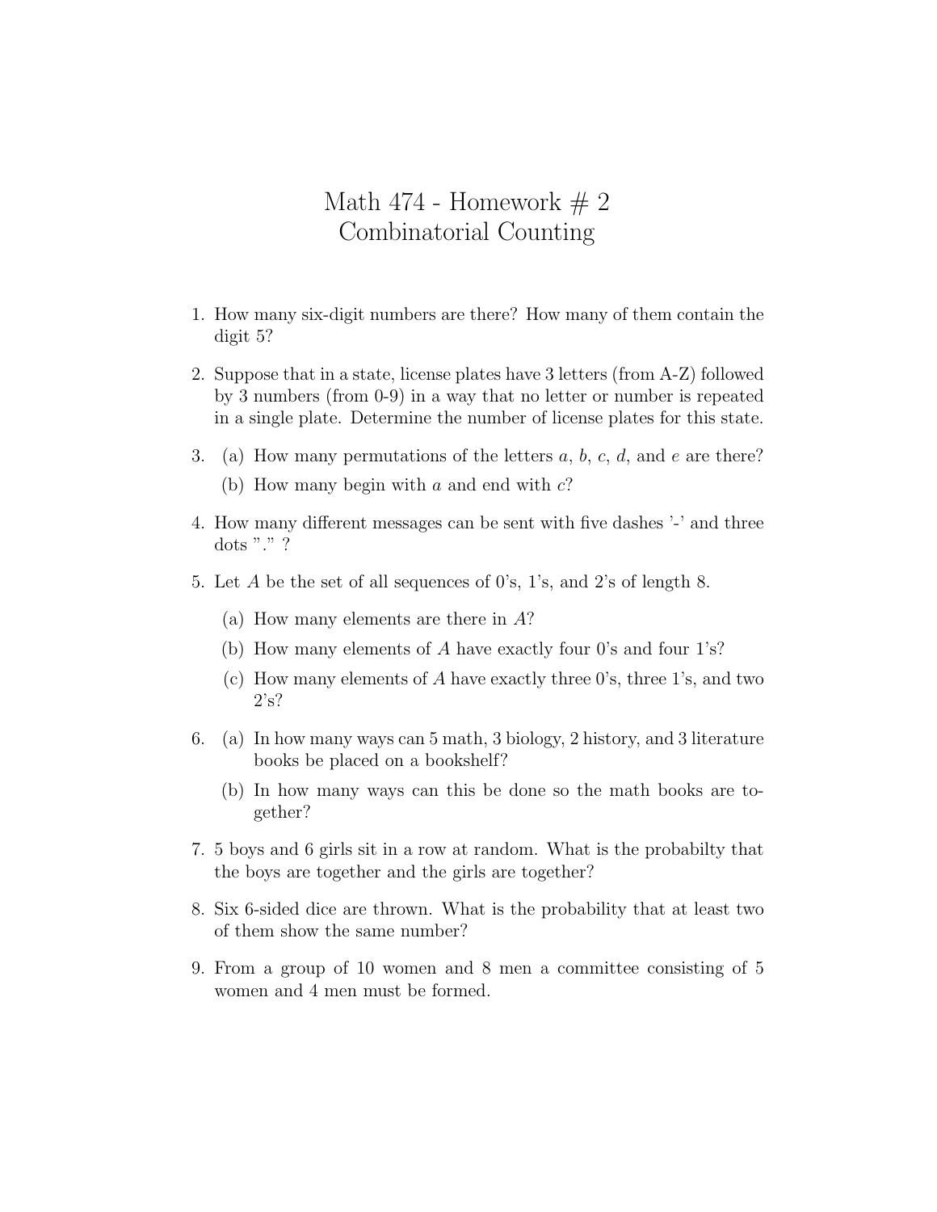# Math 474 - Homework # 2
## Combinatorial Counting

1. How many six-digit numbers are there? How many of them contain the digit 5?

2. Suppose that in a state, license plates have 3 letters (from A-Z) followed by 3 numbers (from 0-9) in a way that no letter or number is repeated in a single plate. Determine the number of license plates for this state.

3. (a) How many permutations of the letters $a$, $b$, $c$, $d$, and $e$ are there?

   (b) How many begin with $a$ and end with $c$?

4. How many different messages can be sent with five dashes '-' and three dots "." ?

5. Let $A$ be the set of all sequences of 0's, 1's, and 2's of length 8.

   (a) How many elements are there in $A$?

   (b) How many elements of $A$ have exactly four 0's and four 1's?

   (c) How many elements of $A$ have exactly three 0's, three 1's, and two 2's?

6. (a) In how many ways can 5 math, 3 biology, 2 history, and 3 literature books be placed on a bookshelf?

   (b) In how many ways can this be done so the math books are together?

7. 5 boys and 6 girls sit in a row at random. What is the probabilty that the boys are together and the girls are together?

8. Six 6-sided dice are thrown. What is the probability that at least two of them show the same number?

9. From a group of 10 women and 8 men a committee consisting of 5 women and 4 men must be formed.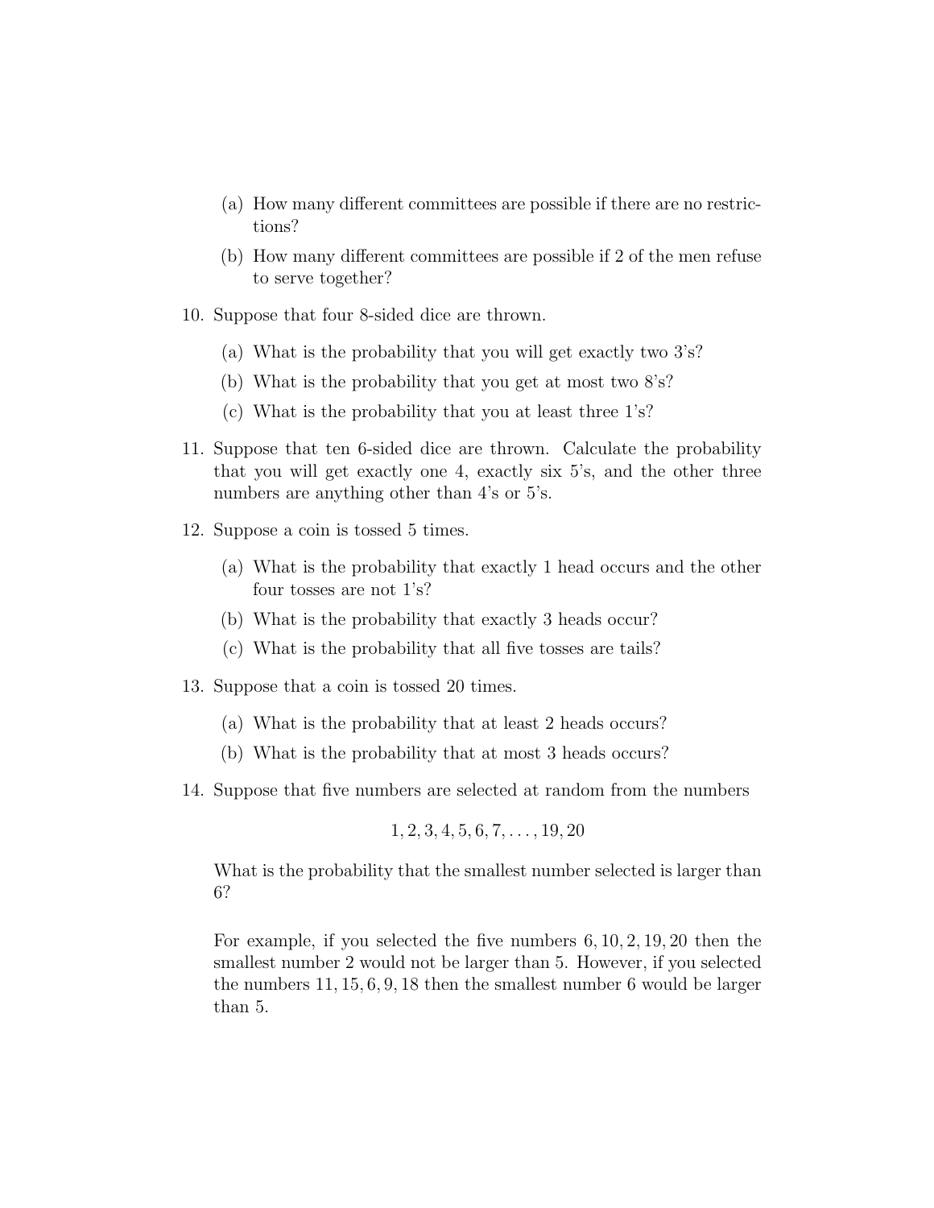(a) How many different committees are possible if there are no restrictions?

(b) How many different committees are possible if 2 of the men refuse to serve together?

10. Suppose that four 8-sided dice are thrown.

    (a) What is the probability that you will get exactly two 3's?

    (b) What is the probability that you get at most two 8's?

    (c) What is the probability that you at least three 1's?

11. Suppose that ten 6-sided dice are thrown. Calculate the probability that you will get exactly one 4, exactly six 5's, and the other three numbers are anything other than 4's or 5's.

12. Suppose a coin is tossed 5 times.

    (a) What is the probability that exactly 1 head occurs and the other four tosses are not 1's?

    (b) What is the probability that exactly 3 heads occur?

    (c) What is the probability that all five tosses are tails?

13. Suppose that a coin is tossed 20 times.

    (a) What is the probability that at least 2 heads occurs?

    (b) What is the probability that at most 3 heads occurs?

14. Suppose that five numbers are selected at random from the numbers

    $$1, 2, 3, 4, 5, 6, 7, \ldots, 19, 20$$

    What is the probability that the smallest number selected is larger than 6?

    For example, if you selected the five numbers $6, 10, 2, 19, 20$ then the smallest number 2 would not be larger than 5. However, if you selected the numbers $11, 15, 6, 9, 18$ then the smallest number 6 would be larger than 5.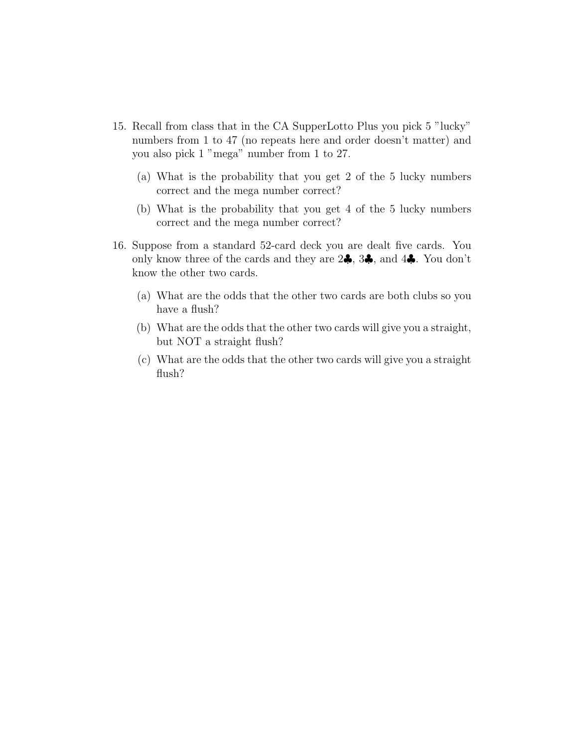15. Recall from class that in the CA SupperLotto Plus you pick 5 "lucky" numbers from 1 to 47 (no repeats here and order doesn't matter) and you also pick 1 "mega" number from 1 to 27.

    (a) What is the probability that you get 2 of the 5 lucky numbers correct and the mega number correct?

    (b) What is the probability that you get 4 of the 5 lucky numbers correct and the mega number correct?

16. Suppose from a standard 52-card deck you are dealt five cards. You only know three of the cards and they are 2♣, 3♣, and 4♣. You don't know the other two cards.

    (a) What are the odds that the other two cards are both clubs so you have a flush?

    (b) What are the odds that the other two cards will give you a straight, but NOT a straight flush?

    (c) What are the odds that the other two cards will give you a straight flush?